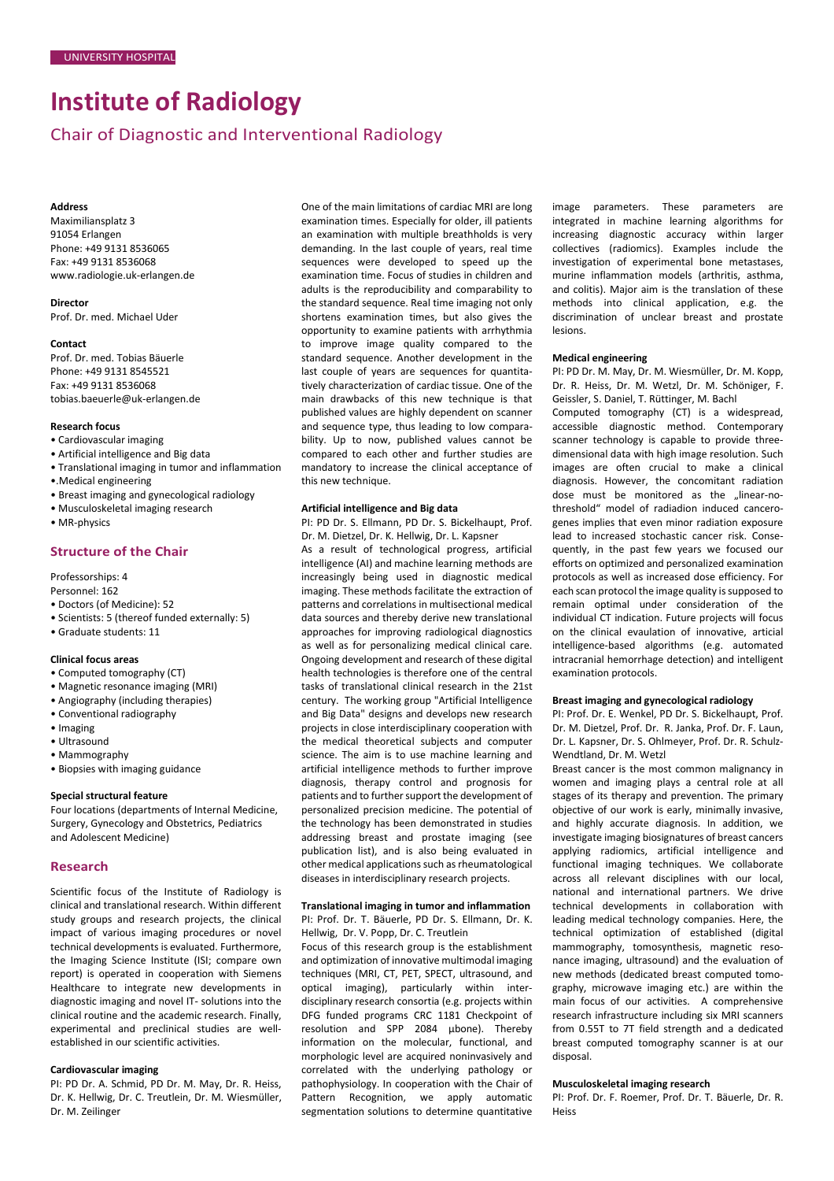UNIVERSITY HOSPITAL

# Institute of Radiology

## Chair of Diagnostic and Interventional Radiology

**Address**
Maximiliansplatz 3
91054 Erlangen
Phone: +49 9131 8536065
Fax: +49 9131 8536068
www.radiologie.uk-erlangen.de

**Director**
Prof. Dr. med. Michael Uder

**Contact**
Prof. Dr. med. Tobias Bäuerle
Phone: +49 9131 8545521
Fax: +49 9131 8536068
tobias.baeuerle@uk-erlangen.de

**Research focus**

- Cardiovascular imaging
- Artificial intelligence and Big data
- Translational imaging in tumor and inflammation
- Medical engineering
- Breast imaging and gynecological radiology
- Musculoskeletal imaging research
- MR-physics

### Structure of the Chair

Professorships: 4

Personnel: 162

- Doctors (of Medicine): 52
- Scientists: 5 (thereof funded externally: 5)
- Graduate students: 11

**Clinical focus areas**

- Computed tomography (CT)
- Magnetic resonance imaging (MRI)
- Angiography (including therapies)
- Conventional radiography
- Imaging
- Ultrasound
- Mammography
- Biopsies with imaging guidance

**Special structural feature**

Four locations (departments of Internal Medicine, Surgery, Gynecology and Obstetrics, Pediatrics and Adolescent Medicine)

### Research

Scientific focus of the Institute of Radiology is clinical and translational research. Within different study groups and research projects, the clinical impact of various imaging procedures or novel technical developments is evaluated. Furthermore, the Imaging Science Institute (ISI; compare own report) is operated in cooperation with Siemens Healthcare to integrate new developments in diagnostic imaging and novel IT- solutions into the clinical routine and the academic research. Finally, experimental and preclinical studies are well-established in our scientific activities.

**Cardiovascular imaging**

PI: PD Dr. A. Schmid, PD Dr. M. May, Dr. R. Heiss, Dr. K. Hellwig, Dr. C. Treutlein, Dr. M. Wiesmüller, Dr. M. Zeilinger

One of the main limitations of cardiac MRI are long examination times. Especially for older, ill patients an examination with multiple breathholds is very demanding. In the last couple of years, real time sequences were developed to speed up the examination time. Focus of studies in children and adults is the reproducibility and comparability to the standard sequence. Real time imaging not only shortens examination times, but also gives the opportunity to examine patients with arrhythmia to improve image quality compared to the standard sequence. Another development in the last couple of years are sequences for quantitatively characterization of cardiac tissue. One of the main drawbacks of this new technique is that published values are highly dependent on scanner and sequence type, thus leading to low comparability. Up to now, published values cannot be compared to each other and further studies are mandatory to increase the clinical acceptance of this new technique.

**Artificial intelligence and Big data**

PI: PD Dr. S. Ellmann, PD Dr. S. Bickelhaupt, Prof. Dr. M. Dietzel, Dr. K. Hellwig, Dr. L. Kapsner

As a result of technological progress, artificial intelligence (AI) and machine learning methods are increasingly being used in diagnostic medical imaging. These methods facilitate the extraction of patterns and correlations in multisectional medical data sources and thereby derive new translational approaches for improving radiological diagnostics as well as for personalizing medical clinical care. Ongoing development and research of these digital health technologies is therefore one of the central tasks of translational clinical research in the 21st century. The working group "Artificial Intelligence and Big Data" designs and develops new research projects in close interdisciplinary cooperation with the medical theoretical subjects and computer science. The aim is to use machine learning and artificial intelligence methods to further improve diagnosis, therapy control and prognosis for patients and to further support the development of personalized precision medicine. The potential of the technology has been demonstrated in studies addressing breast and prostate imaging (see publication list), and is also being evaluated in other medical applications such as rheumatological diseases in interdisciplinary research projects.

**Translational imaging in tumor and inflammation**

PI: Prof. Dr. T. Bäuerle, PD Dr. S. Ellmann, Dr. K. Hellwig, Dr. V. Popp, Dr. C. Treutlein

Focus of this research group is the establishment and optimization of innovative multimodal imaging techniques (MRI, CT, PET, SPECT, ultrasound, and optical imaging), particularly within interdisciplinary research consortia (e.g. projects within DFG funded programs CRC 1181 Checkpoint of resolution and SPP 2084 µbone). Thereby information on the molecular, functional, and morphologic level are acquired noninvasively and correlated with the underlying pathology or pathophysiology. In cooperation with the Chair of Pattern Recognition, we apply automatic segmentation solutions to determine quantitative image parameters. These parameters are integrated in machine learning algorithms for increasing diagnostic accuracy within larger collectives (radiomics). Examples include the investigation of experimental bone metastases, murine inflammation models (arthritis, asthma, and colitis). Major aim is the translation of these methods into clinical application, e.g. the discrimination of unclear breast and prostate lesions.

**Medical engineering**

PI: PD Dr. M. May, Dr. M. Wiesmüller, Dr. M. Kopp, Dr. R. Heiss, Dr. M. Wetzl, Dr. M. Schöniger, F. Geissler, S. Daniel, T. Rüttinger, M. Bachl

Computed tomography (CT) is a widespread, accessible diagnostic method. Contemporary scanner technology is capable to provide three-dimensional data with high image resolution. Such images are often crucial to make a clinical diagnosis. However, the concomitant radiation dose must be monitored as the „linear-no-threshold" model of radiadion induced cancerogenes implies that even minor radiation exposure lead to increased stochastic cancer risk. Consequently, in the past few years we focused our efforts on optimized and personalized examination protocols as well as increased dose efficiency. For each scan protocol the image quality is supposed to remain optimal under consideration of the individual CT indication. Future projects will focus on the clinical evaulation of innovative, articial intelligence-based algorithms (e.g. automated intracranial hemorrhage detection) and intelligent examination protocols.

**Breast imaging and gynecological radiology**

PI: Prof. Dr. E. Wenkel, PD Dr. S. Bickelhaupt, Prof. Dr. M. Dietzel, Prof. Dr. R. Janka, Prof. Dr. F. Laun, Dr. L. Kapsner, Dr. S. Ohlmeyer, Prof. Dr. R. Schulz-Wendtland, Dr. M. Wetzl

Breast cancer is the most common malignancy in women and imaging plays a central role at all stages of its therapy and prevention. The primary objective of our work is early, minimally invasive, and highly accurate diagnosis. In addition, we investigate imaging biosignatures of breast cancers applying radiomics, artificial intelligence and functional imaging techniques. We collaborate across all relevant disciplines with our local, national and international partners. We drive technical developments in collaboration with leading medical technology companies. Here, the technical optimization of established (digital mammography, tomosynthesis, magnetic resonance imaging, ultrasound) and the evaluation of new methods (dedicated breast computed tomography, microwave imaging etc.) are within the main focus of our activities. A comprehensive research infrastructure including six MRI scanners from 0.55T to 7T field strength and a dedicated breast computed tomography scanner is at our disposal.

**Musculoskeletal imaging research**

PI: Prof. Dr. F. Roemer, Prof. Dr. T. Bäuerle, Dr. R. Heiss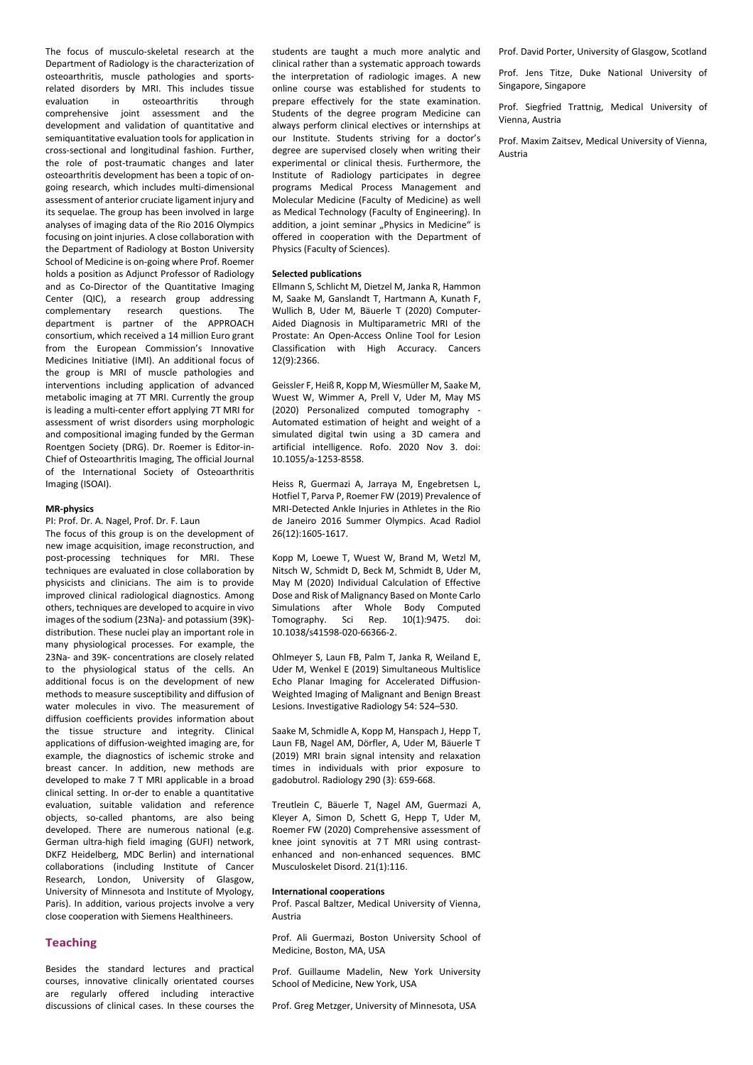The focus of musculo-skeletal research at the Department of Radiology is the characterization of osteoarthritis, muscle pathologies and sports-related disorders by MRI. This includes tissue evaluation in osteoarthritis through comprehensive joint assessment and the development and validation of quantitative and semiquantitative evaluation tools for application in cross-sectional and longitudinal fashion. Further, the role of post-traumatic changes and later osteoarthritis development has been a topic of on-going research, which includes multi-dimensional assessment of anterior cruciate ligament injury and its sequelae. The group has been involved in large analyses of imaging data of the Rio 2016 Olympics focusing on joint injuries. A close collaboration with the Department of Radiology at Boston University School of Medicine is on-going where Prof. Roemer holds a position as Adjunct Professor of Radiology and as Co-Director of the Quantitative Imaging Center (QIC), a research group addressing complementary research questions. The department is partner of the APPROACH consortium, which received a 14 million Euro grant from the European Commission's Innovative Medicines Initiative (IMI). An additional focus of the group is MRI of muscle pathologies and interventions including application of advanced metabolic imaging at 7T MRI. Currently the group is leading a multi-center effort applying 7T MRI for assessment of wrist disorders using morphologic and compositional imaging funded by the German Roentgen Society (DRG). Dr. Roemer is Editor-in-Chief of Osteoarthritis Imaging, The official Journal of the International Society of Osteoarthritis Imaging (ISOAI).

#### MR-physics

PI: Prof. Dr. A. Nagel, Prof. Dr. F. Laun

The focus of this group is on the development of new image acquisition, image reconstruction, and post-processing techniques for MRI. These techniques are evaluated in close collaboration by physicists and clinicians. The aim is to provide improved clinical radiological diagnostics. Among others, techniques are developed to acquire in vivo images of the sodium (23Na)- and potassium (39K)-distribution. These nuclei play an important role in many physiological processes. For example, the 23Na- and 39K- concentrations are closely related to the physiological status of the cells. An additional focus is on the development of new methods to measure susceptibility and diffusion of water molecules in vivo. The measurement of diffusion coefficients provides information about the tissue structure and integrity. Clinical applications of diffusion-weighted imaging are, for example, the diagnostics of ischemic stroke and breast cancer. In addition, new methods are developed to make 7 T MRI applicable in a broad clinical setting. In or-der to enable a quantitative evaluation, suitable validation and reference objects, so-called phantoms, are also being developed. There are numerous national (e.g. German ultra-high field imaging (GUFI) network, DKFZ Heidelberg, MDC Berlin) and international collaborations (including Institute of Cancer Research, London, University of Glasgow, University of Minnesota and Institute of Myology, Paris). In addition, various projects involve a very close cooperation with Siemens Healthineers.

## Teaching

Besides the standard lectures and practical courses, innovative clinically orientated courses are regularly offered including interactive discussions of clinical cases. In these courses the students are taught a much more analytic and clinical rather than a systematic approach towards the interpretation of radiologic images. A new online course was established for students to prepare effectively for the state examination. Students of the degree program Medicine can always perform clinical electives or internships at our Institute. Students striving for a doctor's degree are supervised closely when writing their experimental or clinical thesis. Furthermore, the Institute of Radiology participates in degree programs Medical Process Management and Molecular Medicine (Faculty of Medicine) as well as Medical Technology (Faculty of Engineering). In addition, a joint seminar „Physics in Medicine" is offered in cooperation with the Department of Physics (Faculty of Sciences).

#### Selected publications

Ellmann S, Schlicht M, Dietzel M, Janka R, Hammon M, Saake M, Ganslandt T, Hartmann A, Kunath F, Wullich B, Uder M, Bäuerle T (2020) Computer-Aided Diagnosis in Multiparametric MRI of the Prostate: An Open-Access Online Tool for Lesion Classification with High Accuracy. Cancers 12(9):2366.

Geissler F, Heiß R, Kopp M, Wiesmüller M, Saake M, Wuest W, Wimmer A, Prell V, Uder M, May MS (2020) Personalized computed tomography - Automated estimation of height and weight of a simulated digital twin using a 3D camera and artificial intelligence. Rofo. 2020 Nov 3. doi: 10.1055/a-1253-8558.

Heiss R, Guermazi A, Jarraya M, Engebretsen L, Hotfiel T, Parva P, Roemer FW (2019) Prevalence of MRI-Detected Ankle Injuries in Athletes in the Rio de Janeiro 2016 Summer Olympics. Acad Radiol 26(12):1605-1617.

Kopp M, Loewe T, Wuest W, Brand M, Wetzl M, Nitsch W, Schmidt D, Beck M, Schmidt B, Uder M, May M (2020) Individual Calculation of Effective Dose and Risk of Malignancy Based on Monte Carlo Simulations after Whole Body Computed Tomography. Sci Rep. 10(1):9475. doi: 10.1038/s41598-020-66366-2.

Ohlmeyer S, Laun FB, Palm T, Janka R, Weiland E, Uder M, Wenkel E (2019) Simultaneous Multislice Echo Planar Imaging for Accelerated Diffusion-Weighted Imaging of Malignant and Benign Breast Lesions. Investigative Radiology 54: 524–530.

Saake M, Schmidle A, Kopp M, Hanspach J, Hepp T, Laun FB, Nagel AM, Dörfler, A, Uder M, Bäuerle T (2019) MRI brain signal intensity and relaxation times in individuals with prior exposure to gadobutrol. Radiology 290 (3): 659-668.

Treutlein C, Bäuerle T, Nagel AM, Guermazi A, Kleyer A, Simon D, Schett G, Hepp T, Uder M, Roemer FW (2020) Comprehensive assessment of knee joint synovitis at 7 T MRI using contrast-enhanced and non-enhanced sequences. BMC Musculoskelet Disord. 21(1):116.

#### International cooperations

Prof. Pascal Baltzer, Medical University of Vienna, Austria

Prof. Ali Guermazi, Boston University School of Medicine, Boston, MA, USA

Prof. Guillaume Madelin, New York University School of Medicine, New York, USA

Prof. Greg Metzger, University of Minnesota, USA

Prof. David Porter, University of Glasgow, Scotland

Prof. Jens Titze, Duke National University of Singapore, Singapore

Prof. Siegfried Trattnig, Medical University of Vienna, Austria

Prof. Maxim Zaitsev, Medical University of Vienna, Austria